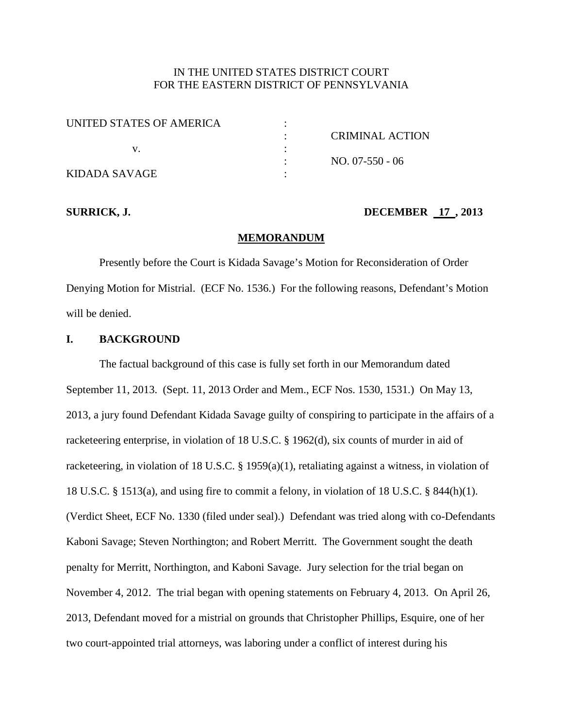IN THE UNITED STATES DISTRICT COURT
FOR THE EASTERN DISTRICT OF PENNSYLVANIA

| | | |
|---|---|---|
| UNITED STATES OF AMERICA | : | |
| | : | CRIMINAL ACTION |
| v. | : | |
| | : | NO. 07-550 - 06 |
| KIDADA SAVAGE | : | |

**SURRICK, J.** **DECEMBER 17 , 2013**

**MEMORANDUM**

Presently before the Court is Kidada Savage's Motion for Reconsideration of Order Denying Motion for Mistrial. (ECF No. 1536.) For the following reasons, Defendant's Motion will be denied.

## I. BACKGROUND

The factual background of this case is fully set forth in our Memorandum dated September 11, 2013. (Sept. 11, 2013 Order and Mem., ECF Nos. 1530, 1531.) On May 13, 2013, a jury found Defendant Kidada Savage guilty of conspiring to participate in the affairs of a racketeering enterprise, in violation of 18 U.S.C. § 1962(d), six counts of murder in aid of racketeering, in violation of 18 U.S.C. § 1959(a)(1), retaliating against a witness, in violation of 18 U.S.C. § 1513(a), and using fire to commit a felony, in violation of 18 U.S.C. § 844(h)(1). (Verdict Sheet, ECF No. 1330 (filed under seal).) Defendant was tried along with co-Defendants Kaboni Savage; Steven Northington; and Robert Merritt. The Government sought the death penalty for Merritt, Northington, and Kaboni Savage. Jury selection for the trial began on November 4, 2012. The trial began with opening statements on February 4, 2013. On April 26, 2013, Defendant moved for a mistrial on grounds that Christopher Phillips, Esquire, one of her two court-appointed trial attorneys, was laboring under a conflict of interest during his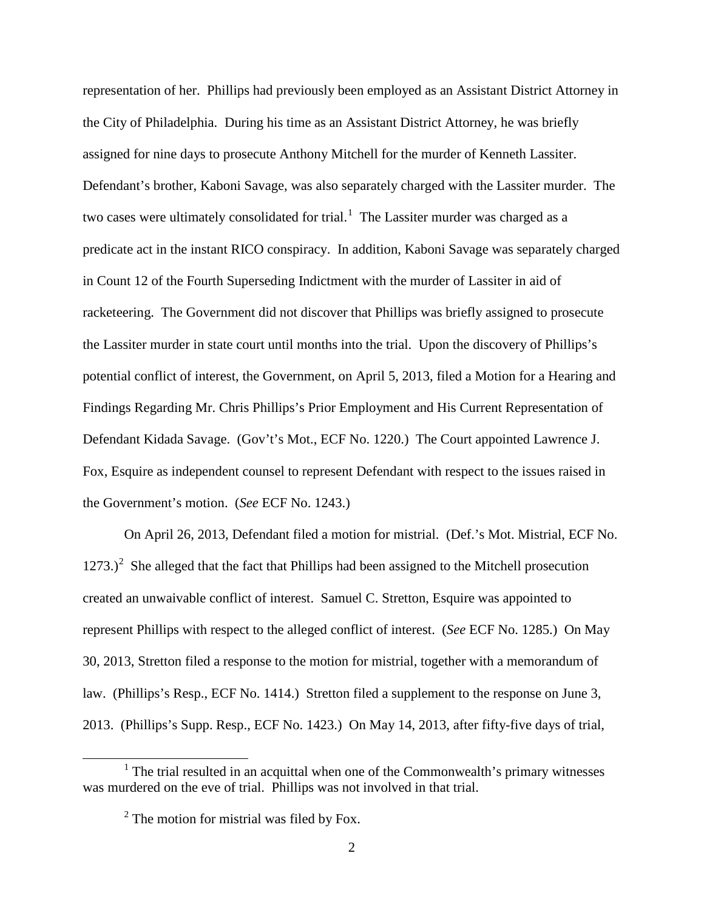representation of her. Phillips had previously been employed as an Assistant District Attorney in the City of Philadelphia. During his time as an Assistant District Attorney, he was briefly assigned for nine days to prosecute Anthony Mitchell for the murder of Kenneth Lassiter. Defendant's brother, Kaboni Savage, was also separately charged with the Lassiter murder. The two cases were ultimately consolidated for trial.[1] The Lassiter murder was charged as a predicate act in the instant RICO conspiracy. In addition, Kaboni Savage was separately charged in Count 12 of the Fourth Superseding Indictment with the murder of Lassiter in aid of racketeering. The Government did not discover that Phillips was briefly assigned to prosecute the Lassiter murder in state court until months into the trial. Upon the discovery of Phillips's potential conflict of interest, the Government, on April 5, 2013, filed a Motion for a Hearing and Findings Regarding Mr. Chris Phillips's Prior Employment and His Current Representation of Defendant Kidada Savage. (Gov't's Mot., ECF No. 1220.) The Court appointed Lawrence J. Fox, Esquire as independent counsel to represent Defendant with respect to the issues raised in the Government's motion. (*See* ECF No. 1243.)

On April 26, 2013, Defendant filed a motion for mistrial. (Def.'s Mot. Mistrial, ECF No. 1273.)[2] She alleged that the fact that Phillips had been assigned to the Mitchell prosecution created an unwaivable conflict of interest. Samuel C. Stretton, Esquire was appointed to represent Phillips with respect to the alleged conflict of interest. (*See* ECF No. 1285.) On May 30, 2013, Stretton filed a response to the motion for mistrial, together with a memorandum of law. (Phillips's Resp., ECF No. 1414.) Stretton filed a supplement to the response on June 3, 2013. (Phillips's Supp. Resp., ECF No. 1423.) On May 14, 2013, after fifty-five days of trial,

[1] The trial resulted in an acquittal when one of the Commonwealth's primary witnesses was murdered on the eve of trial. Phillips was not involved in that trial.

[2] The motion for mistrial was filed by Fox.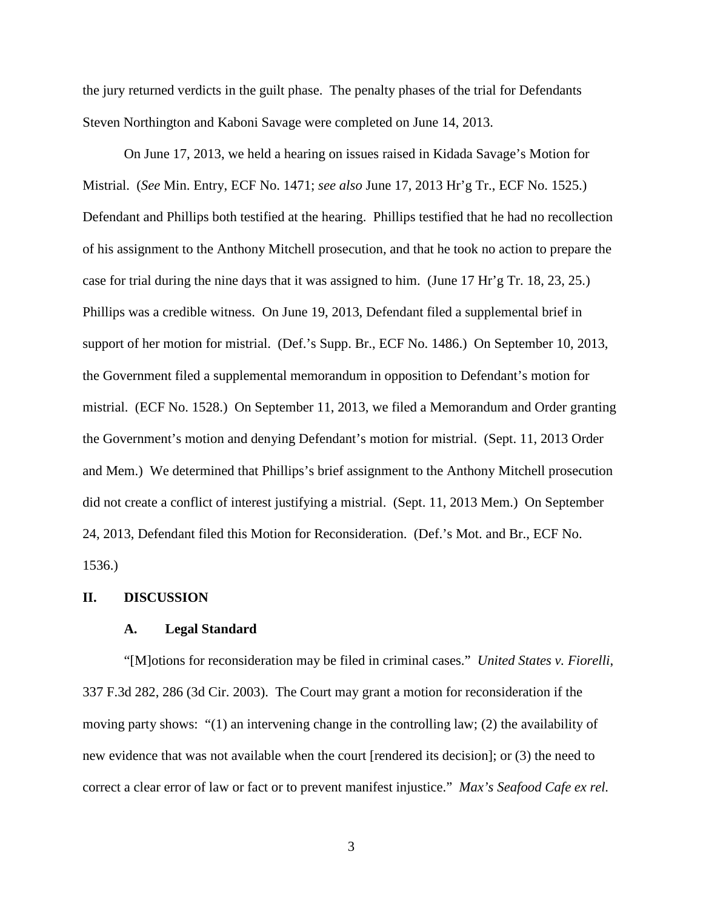the jury returned verdicts in the guilt phase. The penalty phases of the trial for Defendants Steven Northington and Kaboni Savage were completed on June 14, 2013.

On June 17, 2013, we held a hearing on issues raised in Kidada Savage's Motion for Mistrial. (*See* Min. Entry, ECF No. 1471; *see also* June 17, 2013 Hr'g Tr., ECF No. 1525.) Defendant and Phillips both testified at the hearing. Phillips testified that he had no recollection of his assignment to the Anthony Mitchell prosecution, and that he took no action to prepare the case for trial during the nine days that it was assigned to him. (June 17 Hr'g Tr. 18, 23, 25.) Phillips was a credible witness. On June 19, 2013, Defendant filed a supplemental brief in support of her motion for mistrial. (Def.'s Supp. Br., ECF No. 1486.) On September 10, 2013, the Government filed a supplemental memorandum in opposition to Defendant's motion for mistrial. (ECF No. 1528.) On September 11, 2013, we filed a Memorandum and Order granting the Government's motion and denying Defendant's motion for mistrial. (Sept. 11, 2013 Order and Mem.) We determined that Phillips's brief assignment to the Anthony Mitchell prosecution did not create a conflict of interest justifying a mistrial. (Sept. 11, 2013 Mem.) On September 24, 2013, Defendant filed this Motion for Reconsideration. (Def.'s Mot. and Br., ECF No. 1536.)

## II. DISCUSSION

### A. Legal Standard

"[M]otions for reconsideration may be filed in criminal cases." *United States v. Fiorelli*, 337 F.3d 282, 286 (3d Cir. 2003). The Court may grant a motion for reconsideration if the moving party shows: "(1) an intervening change in the controlling law; (2) the availability of new evidence that was not available when the court [rendered its decision]; or (3) the need to correct a clear error of law or fact or to prevent manifest injustice." *Max's Seafood Cafe ex rel.*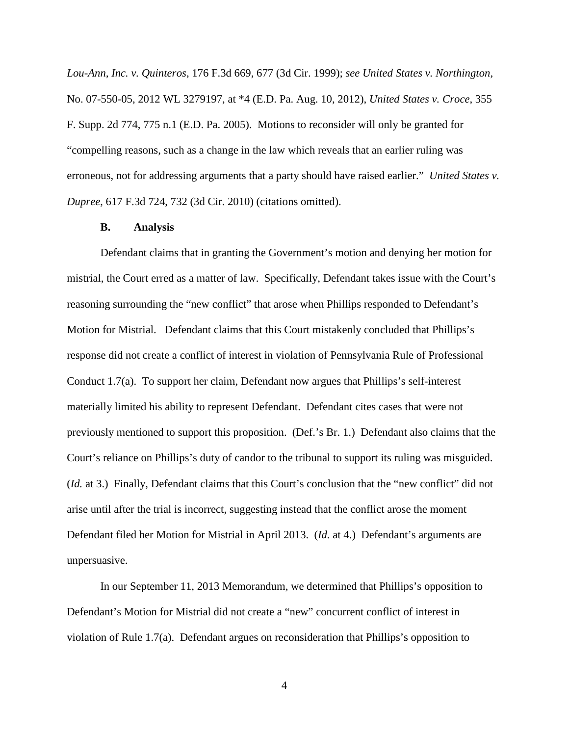*Lou-Ann, Inc. v. Quinteros*, 176 F.3d 669, 677 (3d Cir. 1999); *see United States v. Northington*, No. 07-550-05, 2012 WL 3279197, at *4 (E.D. Pa. Aug. 10, 2012), *United States v. Croce*, 355 F. Supp. 2d 774, 775 n.1 (E.D. Pa. 2005). Motions to reconsider will only be granted for "compelling reasons, such as a change in the law which reveals that an earlier ruling was erroneous, not for addressing arguments that a party should have raised earlier." *United States v. Dupree*, 617 F.3d 724, 732 (3d Cir. 2010) (citations omitted).

### B. Analysis

Defendant claims that in granting the Government's motion and denying her motion for mistrial, the Court erred as a matter of law. Specifically, Defendant takes issue with the Court's reasoning surrounding the "new conflict" that arose when Phillips responded to Defendant's Motion for Mistrial. Defendant claims that this Court mistakenly concluded that Phillips's response did not create a conflict of interest in violation of Pennsylvania Rule of Professional Conduct 1.7(a). To support her claim, Defendant now argues that Phillips's self-interest materially limited his ability to represent Defendant. Defendant cites cases that were not previously mentioned to support this proposition. (Def.'s Br. 1.) Defendant also claims that the Court's reliance on Phillips's duty of candor to the tribunal to support its ruling was misguided. (*Id.* at 3.) Finally, Defendant claims that this Court's conclusion that the "new conflict" did not arise until after the trial is incorrect, suggesting instead that the conflict arose the moment Defendant filed her Motion for Mistrial in April 2013. (*Id.* at 4.) Defendant's arguments are unpersuasive.

In our September 11, 2013 Memorandum, we determined that Phillips's opposition to Defendant's Motion for Mistrial did not create a "new" concurrent conflict of interest in violation of Rule 1.7(a). Defendant argues on reconsideration that Phillips's opposition to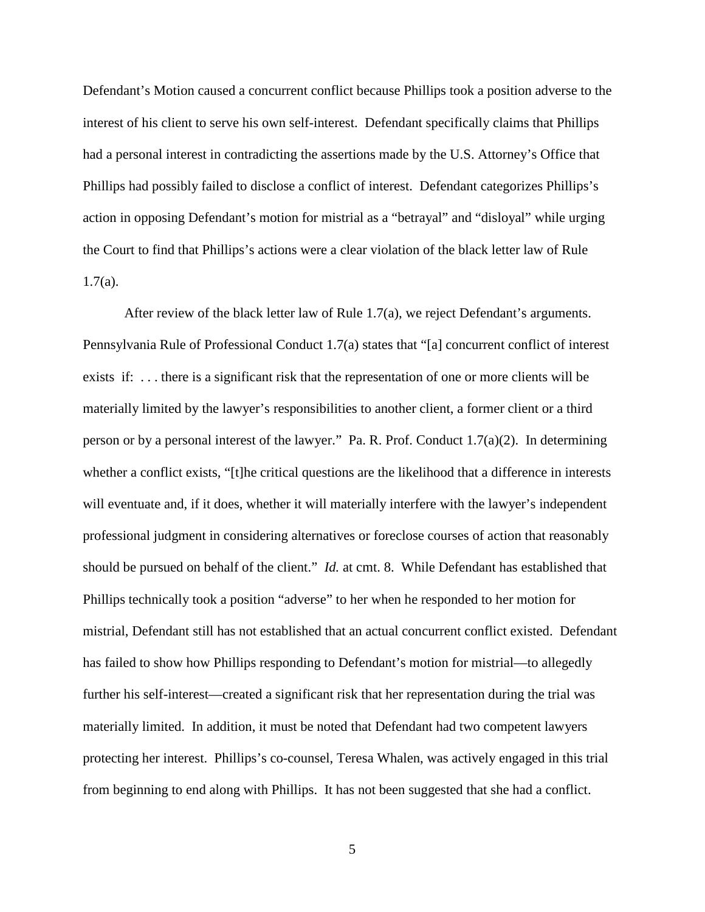Defendant's Motion caused a concurrent conflict because Phillips took a position adverse to the interest of his client to serve his own self-interest. Defendant specifically claims that Phillips had a personal interest in contradicting the assertions made by the U.S. Attorney's Office that Phillips had possibly failed to disclose a conflict of interest. Defendant categorizes Phillips's action in opposing Defendant's motion for mistrial as a "betrayal" and "disloyal" while urging the Court to find that Phillips's actions were a clear violation of the black letter law of Rule 1.7(a).

After review of the black letter law of Rule 1.7(a), we reject Defendant's arguments. Pennsylvania Rule of Professional Conduct 1.7(a) states that "[a] concurrent conflict of interest exists if: . . . there is a significant risk that the representation of one or more clients will be materially limited by the lawyer's responsibilities to another client, a former client or a third person or by a personal interest of the lawyer." Pa. R. Prof. Conduct 1.7(a)(2). In determining whether a conflict exists, "[t]he critical questions are the likelihood that a difference in interests will eventuate and, if it does, whether it will materially interfere with the lawyer's independent professional judgment in considering alternatives or foreclose courses of action that reasonably should be pursued on behalf of the client." *Id.* at cmt. 8. While Defendant has established that Phillips technically took a position "adverse" to her when he responded to her motion for mistrial, Defendant still has not established that an actual concurrent conflict existed. Defendant has failed to show how Phillips responding to Defendant's motion for mistrial—to allegedly further his self-interest—created a significant risk that her representation during the trial was materially limited. In addition, it must be noted that Defendant had two competent lawyers protecting her interest. Phillips's co-counsel, Teresa Whalen, was actively engaged in this trial from beginning to end along with Phillips. It has not been suggested that she had a conflict.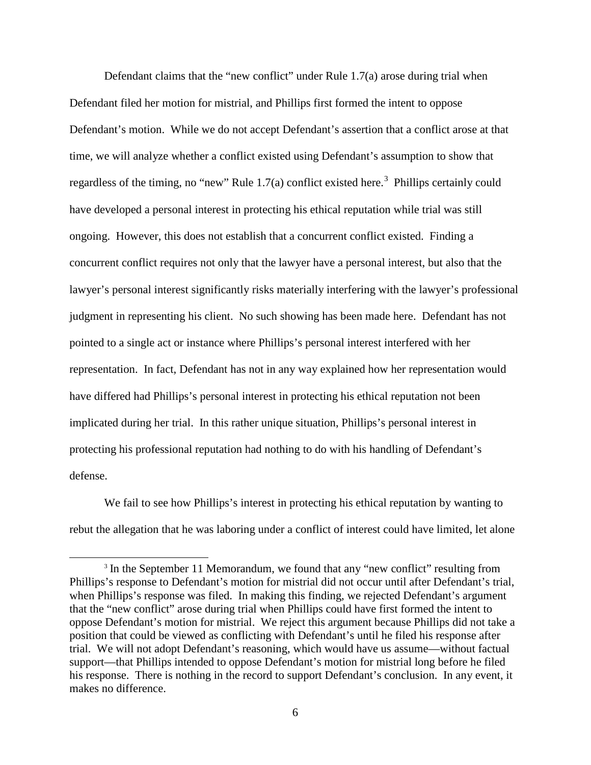Defendant claims that the "new conflict" under Rule 1.7(a) arose during trial when Defendant filed her motion for mistrial, and Phillips first formed the intent to oppose Defendant's motion. While we do not accept Defendant's assertion that a conflict arose at that time, we will analyze whether a conflict existed using Defendant's assumption to show that regardless of the timing, no "new" Rule 1.7(a) conflict existed here.[3] Phillips certainly could have developed a personal interest in protecting his ethical reputation while trial was still ongoing. However, this does not establish that a concurrent conflict existed. Finding a concurrent conflict requires not only that the lawyer have a personal interest, but also that the lawyer's personal interest significantly risks materially interfering with the lawyer's professional judgment in representing his client. No such showing has been made here. Defendant has not pointed to a single act or instance where Phillips's personal interest interfered with her representation. In fact, Defendant has not in any way explained how her representation would have differed had Phillips's personal interest in protecting his ethical reputation not been implicated during her trial. In this rather unique situation, Phillips's personal interest in protecting his professional reputation had nothing to do with his handling of Defendant's defense.

We fail to see how Phillips's interest in protecting his ethical reputation by wanting to rebut the allegation that he was laboring under a conflict of interest could have limited, let alone

[3] In the September 11 Memorandum, we found that any "new conflict" resulting from Phillips's response to Defendant's motion for mistrial did not occur until after Defendant's trial, when Phillips's response was filed. In making this finding, we rejected Defendant's argument that the "new conflict" arose during trial when Phillips could have first formed the intent to oppose Defendant's motion for mistrial. We reject this argument because Phillips did not take a position that could be viewed as conflicting with Defendant's until he filed his response after trial. We will not adopt Defendant's reasoning, which would have us assume—without factual support—that Phillips intended to oppose Defendant's motion for mistrial long before he filed his response. There is nothing in the record to support Defendant's conclusion. In any event, it makes no difference.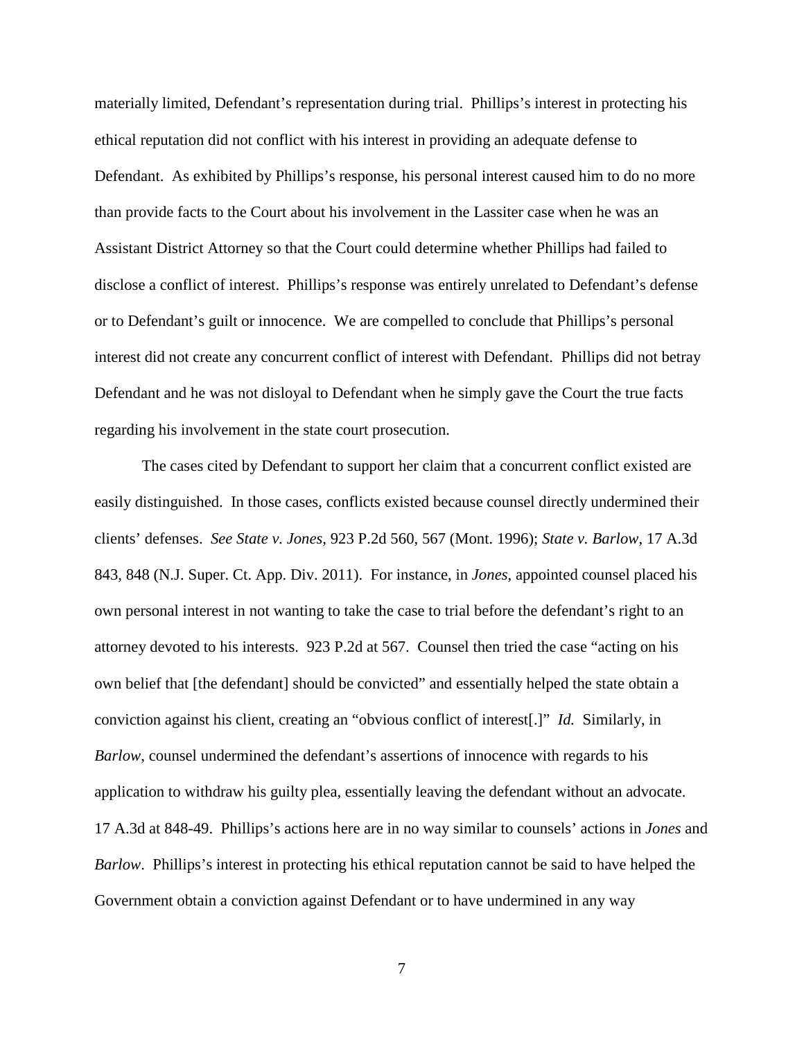materially limited, Defendant's representation during trial. Phillips's interest in protecting his ethical reputation did not conflict with his interest in providing an adequate defense to Defendant. As exhibited by Phillips's response, his personal interest caused him to do no more than provide facts to the Court about his involvement in the Lassiter case when he was an Assistant District Attorney so that the Court could determine whether Phillips had failed to disclose a conflict of interest. Phillips's response was entirely unrelated to Defendant's defense or to Defendant's guilt or innocence. We are compelled to conclude that Phillips's personal interest did not create any concurrent conflict of interest with Defendant. Phillips did not betray Defendant and he was not disloyal to Defendant when he simply gave the Court the true facts regarding his involvement in the state court prosecution.

The cases cited by Defendant to support her claim that a concurrent conflict existed are easily distinguished. In those cases, conflicts existed because counsel directly undermined their clients' defenses. *See State v. Jones*, 923 P.2d 560, 567 (Mont. 1996); *State v. Barlow*, 17 A.3d 843, 848 (N.J. Super. Ct. App. Div. 2011). For instance, in *Jones*, appointed counsel placed his own personal interest in not wanting to take the case to trial before the defendant's right to an attorney devoted to his interests. 923 P.2d at 567. Counsel then tried the case "acting on his own belief that [the defendant] should be convicted" and essentially helped the state obtain a conviction against his client, creating an "obvious conflict of interest[.]" *Id.* Similarly, in *Barlow*, counsel undermined the defendant's assertions of innocence with regards to his application to withdraw his guilty plea, essentially leaving the defendant without an advocate. 17 A.3d at 848-49. Phillips's actions here are in no way similar to counsels' actions in *Jones* and *Barlow*. Phillips's interest in protecting his ethical reputation cannot be said to have helped the Government obtain a conviction against Defendant or to have undermined in any way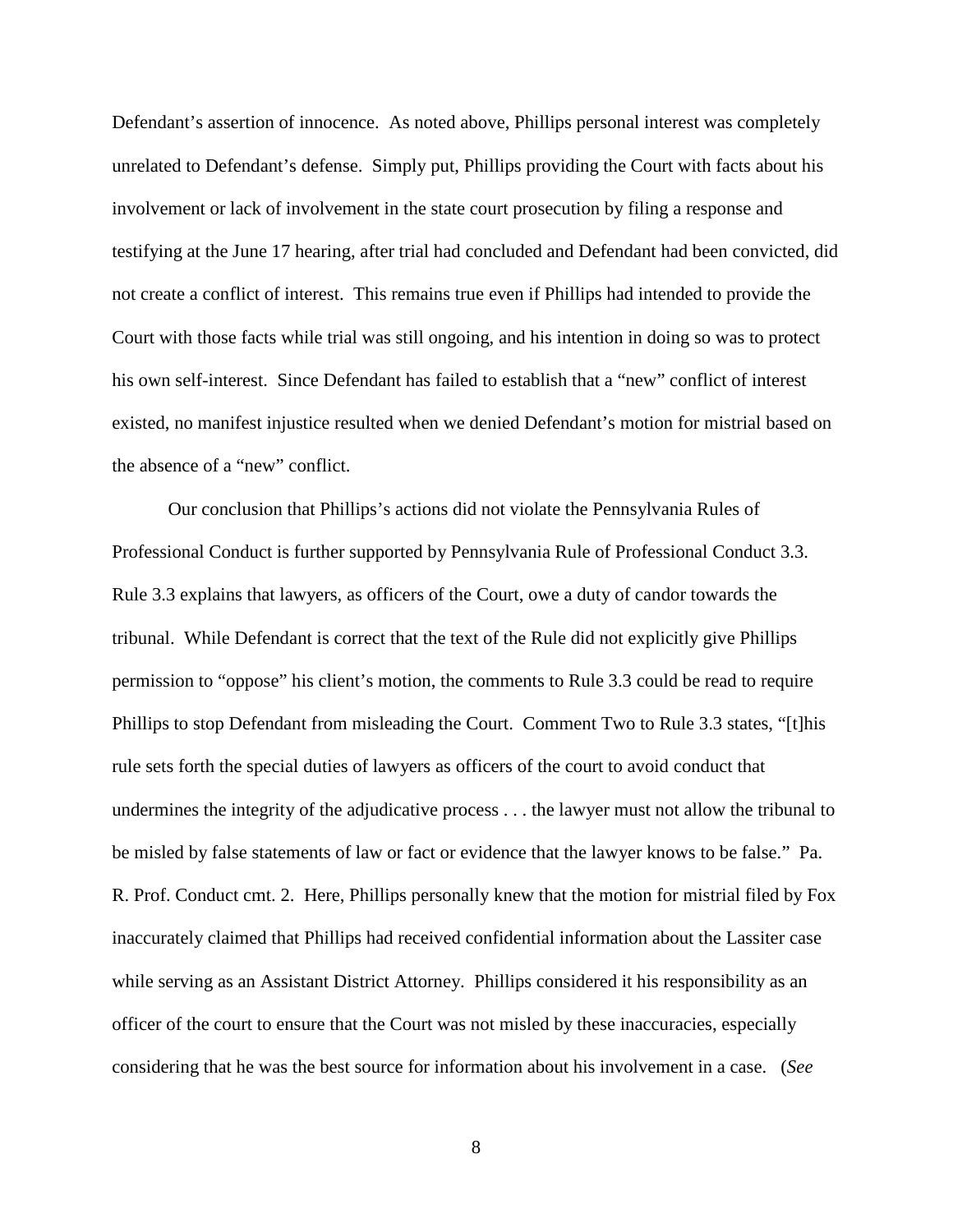Defendant's assertion of innocence. As noted above, Phillips personal interest was completely unrelated to Defendant's defense. Simply put, Phillips providing the Court with facts about his involvement or lack of involvement in the state court prosecution by filing a response and testifying at the June 17 hearing, after trial had concluded and Defendant had been convicted, did not create a conflict of interest. This remains true even if Phillips had intended to provide the Court with those facts while trial was still ongoing, and his intention in doing so was to protect his own self-interest. Since Defendant has failed to establish that a "new" conflict of interest existed, no manifest injustice resulted when we denied Defendant's motion for mistrial based on the absence of a "new" conflict.

Our conclusion that Phillips's actions did not violate the Pennsylvania Rules of Professional Conduct is further supported by Pennsylvania Rule of Professional Conduct 3.3. Rule 3.3 explains that lawyers, as officers of the Court, owe a duty of candor towards the tribunal. While Defendant is correct that the text of the Rule did not explicitly give Phillips permission to "oppose" his client's motion, the comments to Rule 3.3 could be read to require Phillips to stop Defendant from misleading the Court. Comment Two to Rule 3.3 states, "[t]his rule sets forth the special duties of lawyers as officers of the court to avoid conduct that undermines the integrity of the adjudicative process . . . the lawyer must not allow the tribunal to be misled by false statements of law or fact or evidence that the lawyer knows to be false." Pa. R. Prof. Conduct cmt. 2. Here, Phillips personally knew that the motion for mistrial filed by Fox inaccurately claimed that Phillips had received confidential information about the Lassiter case while serving as an Assistant District Attorney. Phillips considered it his responsibility as an officer of the court to ensure that the Court was not misled by these inaccuracies, especially considering that he was the best source for information about his involvement in a case. (*See*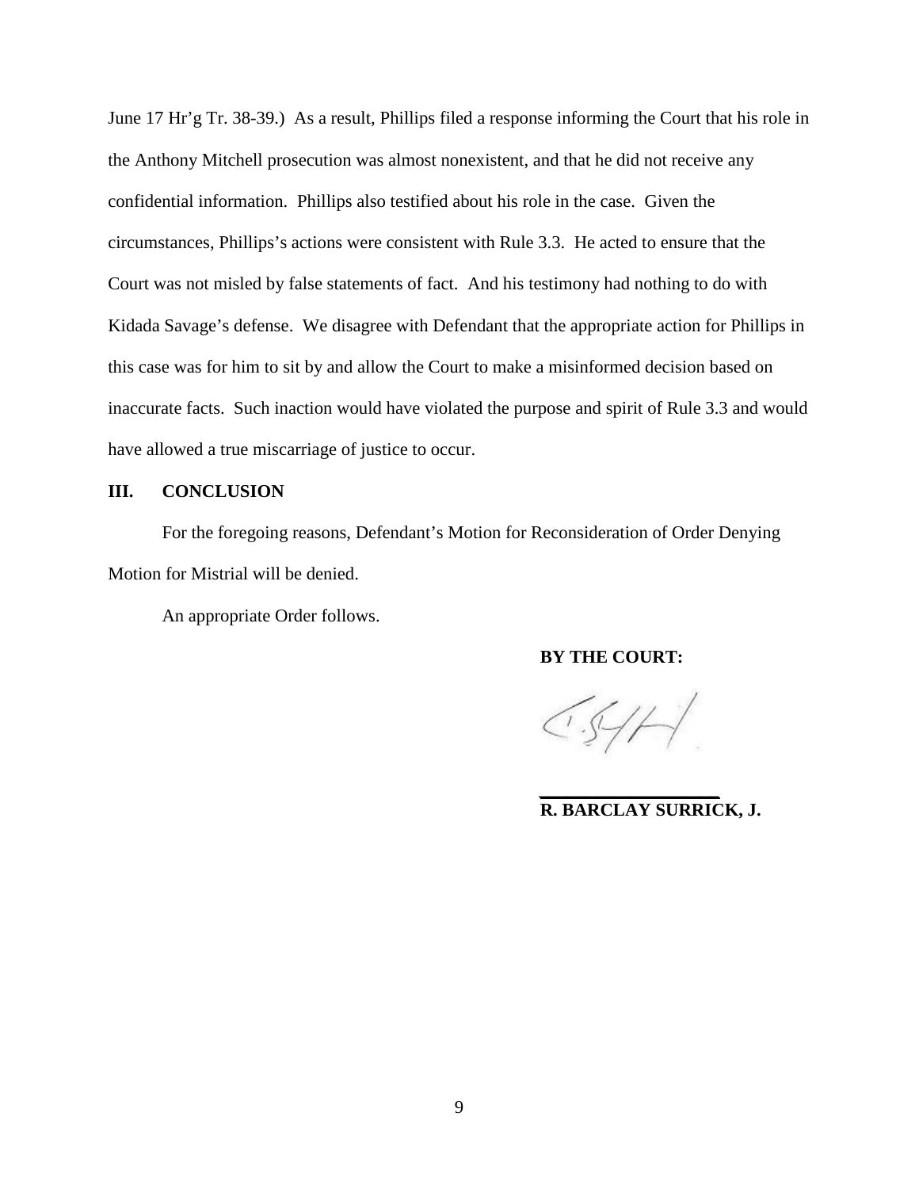June 17 Hr'g Tr. 38-39.) As a result, Phillips filed a response informing the Court that his role in the Anthony Mitchell prosecution was almost nonexistent, and that he did not receive any confidential information. Phillips also testified about his role in the case. Given the circumstances, Phillips's actions were consistent with Rule 3.3. He acted to ensure that the Court was not misled by false statements of fact. And his testimony had nothing to do with Kidada Savage's defense. We disagree with Defendant that the appropriate action for Phillips in this case was for him to sit by and allow the Court to make a misinformed decision based on inaccurate facts. Such inaction would have violated the purpose and spirit of Rule 3.3 and would have allowed a true miscarriage of justice to occur.

## III. CONCLUSION

For the foregoing reasons, Defendant's Motion for Reconsideration of Order Denying Motion for Mistrial will be denied.

An appropriate Order follows.

**BY THE COURT:**

**R. BARCLAY SURRICK, J.**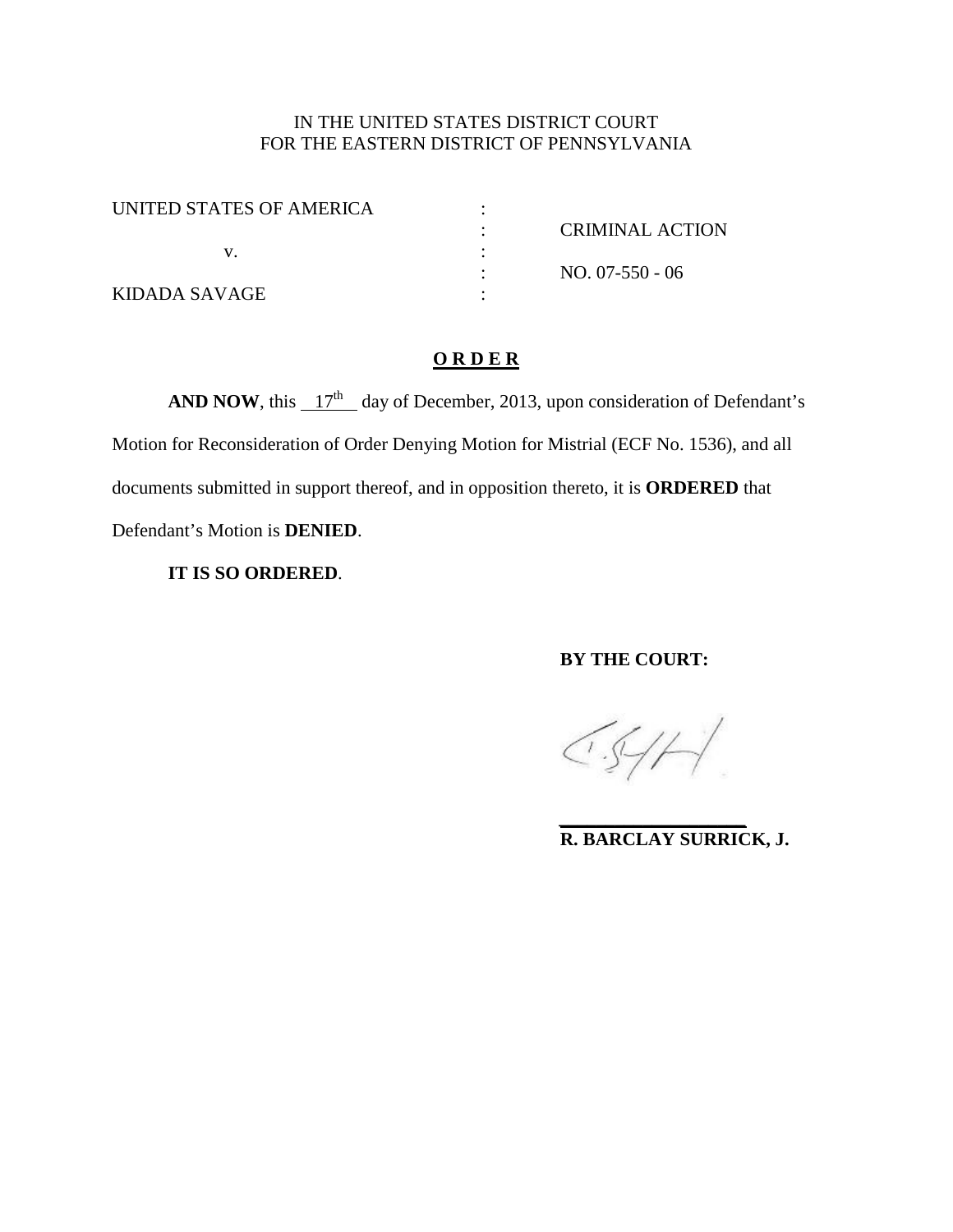IN THE UNITED STATES DISTRICT COURT
FOR THE EASTERN DISTRICT OF PENNSYLVANIA

| | | |
|---|---|---|
| UNITED STATES OF AMERICA | : | |
| | : | CRIMINAL ACTION |
| v. | : | |
| | : | NO. 07-550 - 06 |
| KIDADA SAVAGE | : | |

**O R D E R**

**AND NOW**, this 17th day of December, 2013, upon consideration of Defendant's Motion for Reconsideration of Order Denying Motion for Mistrial (ECF No. 1536), and all documents submitted in support thereof, and in opposition thereto, it is **ORDERED** that Defendant's Motion is **DENIED**.

**IT IS SO ORDERED**.

**BY THE COURT:**

**R. BARCLAY SURRICK, J.**